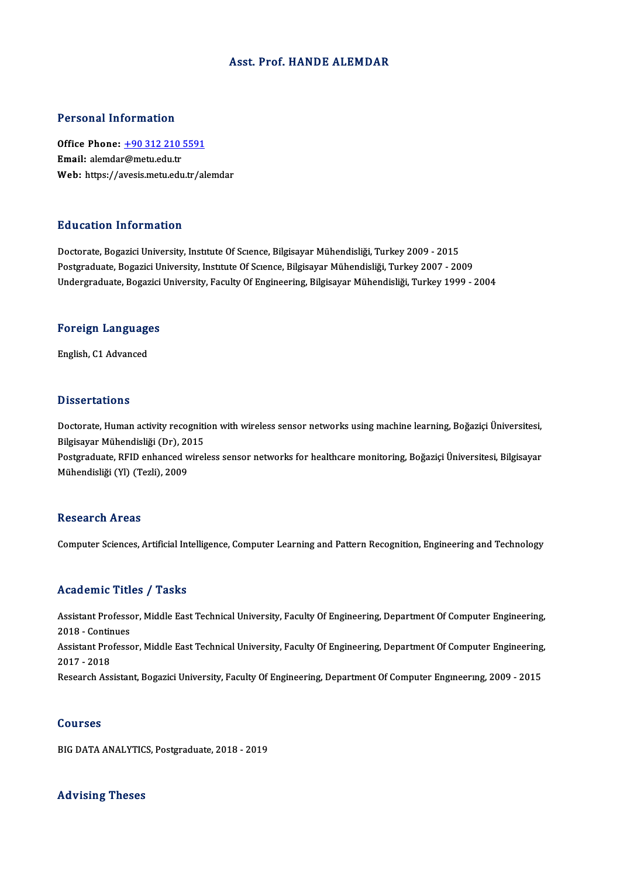# Asst. Prof. HANDE ALEMDAR

## Personal Information

**Office Phone:** +90 312 210 5591
**Email:** alemdar@metu.edu.tr
**Web:** https://avesis.metu.edu.tr/alemdar

## Education Information

Doctorate, Bogazici University, Institute Of Science, Bilgisayar Mühendisliği, Turkey 2009 - 2015
Postgraduate, Bogazici University, Institute Of Science, Bilgisayar Mühendisliği, Turkey 2007 - 2009
Undergraduate, Bogazici University, Faculty Of Engineering, Bilgisayar Mühendisliği, Turkey 1999 - 2004

## Foreign Languages

English, C1 Advanced

## Dissertations

Doctorate, Human activity recognition with wireless sensor networks using machine learning, Boğaziçi Üniversitesi, Bilgisayar Mühendisliği (Dr), 2015
Postgraduate, RFID enhanced wireless sensor networks for healthcare monitoring, Boğaziçi Üniversitesi, Bilgisayar Mühendisliği (Yl) (Tezli), 2009

## Research Areas

Computer Sciences, Artificial Intelligence, Computer Learning and Pattern Recognition, Engineering and Technology

## Academic Titles / Tasks

Assistant Professor, Middle East Technical University, Faculty Of Engineering, Department Of Computer Engineering, 2018 - Continues
Assistant Professor, Middle East Technical University, Faculty Of Engineering, Department Of Computer Engineering, 2017 - 2018
Research Assistant, Bogazici University, Faculty Of Engineering, Department Of Computer Engıneerıng, 2009 - 2015

## Courses

BIG DATA ANALYTICS, Postgraduate, 2018 - 2019

## Advising Theses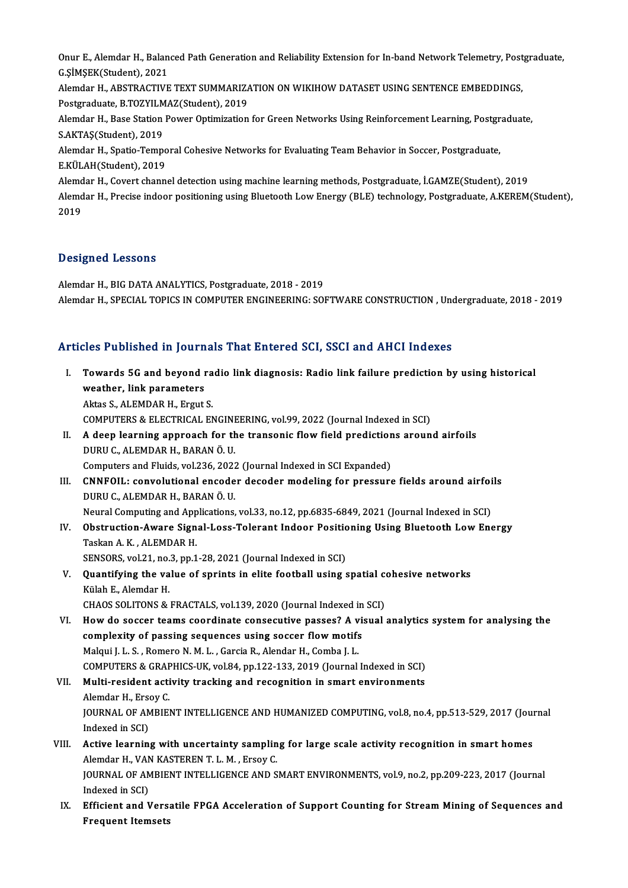Onur E., Alemdar H., Balanced Path Generation and Reliability Extension for In-band Network Telemetry, Postgraduate, G.ŞİMŞEK(Student), 2021

Alemdar H., ABSTRACTIVE TEXT SUMMARIZATION ON WIKIHOW DATASET USING SENTENCE EMBEDDINGS, Postgraduate, B.TOZYILMAZ(Student), 2019

Alemdar H., Base Station Power Optimization for Green Networks Using Reinforcement Learning, Postgraduate, S.AKTAŞ(Student), 2019

Alemdar H., Spatio-Temporal Cohesive Networks for Evaluating Team Behavior in Soccer, Postgraduate, E.KÜLAH(Student), 2019

Alemdar H., Covert channel detection using machine learning methods, Postgraduate, İ.GAMZE(Student), 2019

Alemdar H., Precise indoor positioning using Bluetooth Low Energy (BLE) technology, Postgraduate, A.KEREM(Student), 2019

## Designed Lessons

Alemdar H., BIG DATA ANALYTICS, Postgraduate, 2018 - 2019

Alemdar H., SPECIAL TOPICS IN COMPUTER ENGINEERING: SOFTWARE CONSTRUCTION , Undergraduate, 2018 - 2019

## Articles Published in Journals That Entered SCI, SSCI and AHCI Indexes

I. **Towards 5G and beyond radio link diagnosis: Radio link failure prediction by using historical weather, link parameters**
Aktas S., ALEMDAR H., Ergut S.
COMPUTERS & ELECTRICAL ENGINEERING, vol.99, 2022 (Journal Indexed in SCI)

II. **A deep learning approach for the transonic flow field predictions around airfoils**
DURU C., ALEMDAR H., BARAN Ö. U.
Computers and Fluids, vol.236, 2022 (Journal Indexed in SCI Expanded)

III. **CNNFOIL: convolutional encoder decoder modeling for pressure fields around airfoils**
DURU C., ALEMDAR H., BARAN Ö. U.
Neural Computing and Applications, vol.33, no.12, pp.6835-6849, 2021 (Journal Indexed in SCI)

IV. **Obstruction-Aware Signal-Loss-Tolerant Indoor Positioning Using Bluetooth Low Energy**
Taskan A. K. , ALEMDAR H.
SENSORS, vol.21, no.3, pp.1-28, 2021 (Journal Indexed in SCI)

V. **Quantifying the value of sprints in elite football using spatial cohesive networks**
Külah E., Alemdar H.
CHAOS SOLITONS & FRACTALS, vol.139, 2020 (Journal Indexed in SCI)

VI. **How do soccer teams coordinate consecutive passes? A visual analytics system for analysing the complexity of passing sequences using soccer flow motifs**
Malqui J. L. S. , Romero N. M. L. , Garcia R., Alendar H., Comba J. L.
COMPUTERS & GRAPHICS-UK, vol.84, pp.122-133, 2019 (Journal Indexed in SCI)

VII. **Multi-resident activity tracking and recognition in smart environments**
Alemdar H., Ersoy C.
JOURNAL OF AMBIENT INTELLIGENCE AND HUMANIZED COMPUTING, vol.8, no.4, pp.513-529, 2017 (Journal Indexed in SCI)

VIII. **Active learning with uncertainty sampling for large scale activity recognition in smart homes**
Alemdar H., VAN KASTEREN T. L. M. , Ersoy C.
JOURNAL OF AMBIENT INTELLIGENCE AND SMART ENVIRONMENTS, vol.9, no.2, pp.209-223, 2017 (Journal Indexed in SCI)

IX. **Efficient and Versatile FPGA Acceleration of Support Counting for Stream Mining of Sequences and Frequent Itemsets**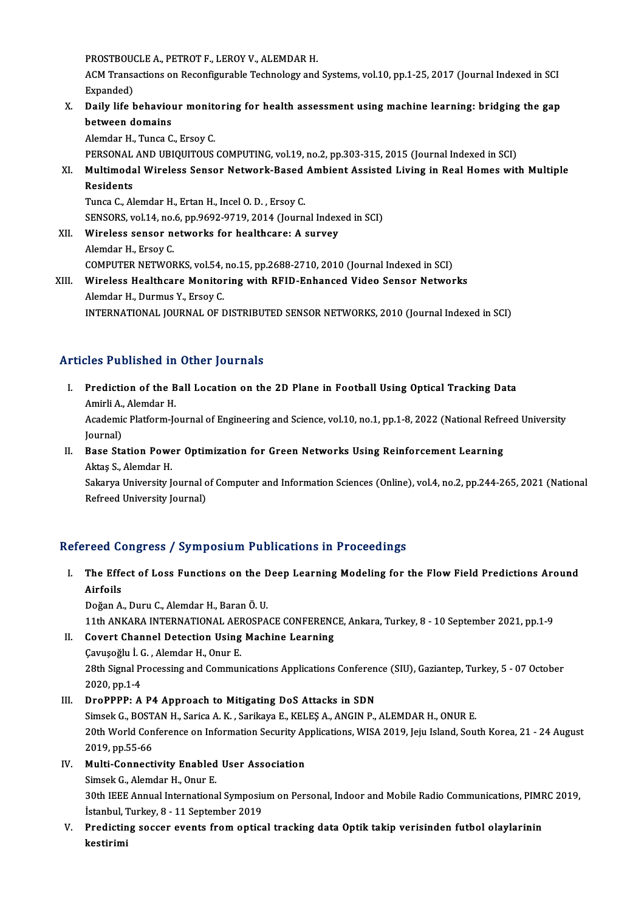PROSTBOUCLE A., PETROT F., LEROY V., ALEMDAR H.
ACM Transactions on Reconfigurable Technology and Systems, vol.10, pp.1-25, 2017 (Journal Indexed in SCI Expanded)

X. **Daily life behaviour monitoring for health assessment using machine learning: bridging the gap between domains**
Alemdar H., Tunca C., Ersoy C.
PERSONAL AND UBIQUITOUS COMPUTING, vol.19, no.2, pp.303-315, 2015 (Journal Indexed in SCI)

XI. **Multimodal Wireless Sensor Network-Based Ambient Assisted Living in Real Homes with Multiple Residents**
Tunca C., Alemdar H., Ertan H., Incel O. D. , Ersoy C.
SENSORS, vol.14, no.6, pp.9692-9719, 2014 (Journal Indexed in SCI)

XII. **Wireless sensor networks for healthcare: A survey**
Alemdar H., Ersoy C.
COMPUTER NETWORKS, vol.54, no.15, pp.2688-2710, 2010 (Journal Indexed in SCI)

XIII. **Wireless Healthcare Monitoring with RFID-Enhanced Video Sensor Networks**
Alemdar H., Durmus Y., Ersoy C.
INTERNATIONAL JOURNAL OF DISTRIBUTED SENSOR NETWORKS, 2010 (Journal Indexed in SCI)

## Articles Published in Other Journals

I. **Prediction of the Ball Location on the 2D Plane in Football Using Optical Tracking Data**
Amirli A., Alemdar H.
Academic Platform-Journal of Engineering and Science, vol.10, no.1, pp.1-8, 2022 (National Refreed University Journal)

II. **Base Station Power Optimization for Green Networks Using Reinforcement Learning**
Aktaş S., Alemdar H.
Sakarya University Journal of Computer and Information Sciences (Online), vol.4, no.2, pp.244-265, 2021 (National Refreed University Journal)

## Refereed Congress / Symposium Publications in Proceedings

I. **The Effect of Loss Functions on the Deep Learning Modeling for the Flow Field Predictions Around Airfoils**
Doğan A., Duru C., Alemdar H., Baran Ö. U.
11th ANKARA INTERNATIONAL AEROSPACE CONFERENCE, Ankara, Turkey, 8 - 10 September 2021, pp.1-9

II. **Covert Channel Detection Using Machine Learning**
Çavuşoğlu İ. G. , Alemdar H., Onur E.
28th Signal Processing and Communications Applications Conference (SIU), Gaziantep, Turkey, 5 - 07 October 2020, pp.1-4

III. **DroPPPP: A P4 Approach to Mitigating DoS Attacks in SDN**
Simsek G., BOSTAN H., Sarica A. K. , Sarikaya E., KELEŞ A., ANGIN P., ALEMDAR H., ONUR E.
20th World Conference on Information Security Applications, WISA 2019, Jeju Island, South Korea, 21 - 24 August 2019, pp.55-66

IV. **Multi-Connectivity Enabled User Association**
Simsek G., Alemdar H., Onur E.
30th IEEE Annual International Symposium on Personal, Indoor and Mobile Radio Communications, PIMRC 2019, İstanbul, Turkey, 8 - 11 September 2019

V. **Predicting soccer events from optical tracking data Optik takip verisinden futbol olaylarinin kestirimi**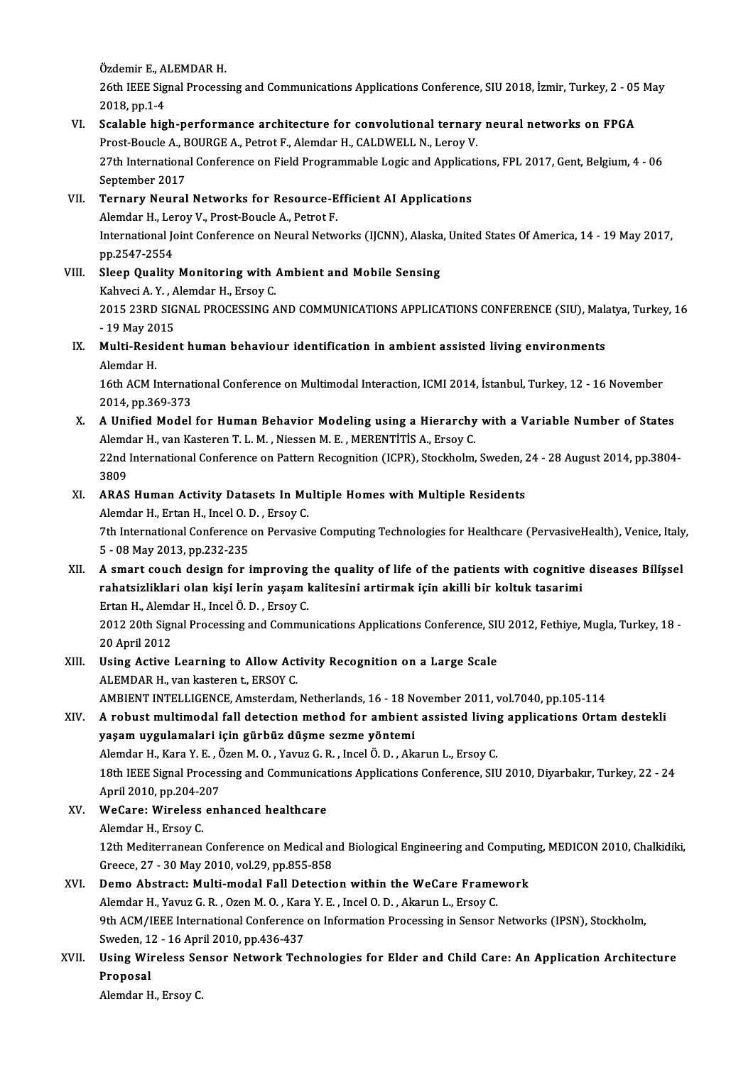Özdemir E., ALEMDAR H.

26th IEEE Signal Processing and Communications Applications Conference, SIU 2018, İzmir, Turkey, 2 - 05 May 2018, pp.1-4

VI. **Scalable high-performance architecture for convolutional ternary neural networks on FPGA**
Prost-Boucle A., BOURGE A., Petrot F., Alemdar H., CALDWELL N., Leroy V.
27th International Conference on Field Programmable Logic and Applications, FPL 2017, Gent, Belgium, 4 - 06 September 2017

VII. **Ternary Neural Networks for Resource-Efficient AI Applications**
Alemdar H., Leroy V., Prost-Boucle A., Petrot F.
International Joint Conference on Neural Networks (IJCNN), Alaska, United States Of America, 14 - 19 May 2017, pp.2547-2554

VIII. **Sleep Quality Monitoring with Ambient and Mobile Sensing**
Kahveci A. Y. , Alemdar H., Ersoy C.
2015 23RD SIGNAL PROCESSING AND COMMUNICATIONS APPLICATIONS CONFERENCE (SIU), Malatya, Turkey, 16 - 19 May 2015

IX. **Multi-Resident human behaviour identification in ambient assisted living environments**
Alemdar H.
16th ACM International Conference on Multimodal Interaction, ICMI 2014, İstanbul, Turkey, 12 - 16 November 2014, pp.369-373

X. **A Unified Model for Human Behavior Modeling using a Hierarchy with a Variable Number of States**
Alemdar H., van Kasteren T. L. M. , Niessen M. E. , MERENTİTİS A., Ersoy C.
22nd International Conference on Pattern Recognition (ICPR), Stockholm, Sweden, 24 - 28 August 2014, pp.3804-3809

XI. **ARAS Human Activity Datasets In Multiple Homes with Multiple Residents**
Alemdar H., Ertan H., Incel O. D. , Ersoy C.
7th International Conference on Pervasive Computing Technologies for Healthcare (PervasiveHealth), Venice, Italy, 5 - 08 May 2013, pp.232-235

XII. **A smart couch design for improving the quality of life of the patients with cognitive diseases Bilişsel rahatsizliklari olan kişi lerin yaşam kalitesini artirmak için akilli bir koltuk tasarimi**
Ertan H., Alemdar H., Incel Ö. D. , Ersoy C.
2012 20th Signal Processing and Communications Applications Conference, SIU 2012, Fethiye, Mugla, Turkey, 18 - 20 April 2012

XIII. **Using Active Learning to Allow Activity Recognition on a Large Scale**
ALEMDAR H., van kasteren t., ERSOY C.
AMBIENT INTELLIGENCE, Amsterdam, Netherlands, 16 - 18 November 2011, vol.7040, pp.105-114

XIV. **A robust multimodal fall detection method for ambient assisted living applications Ortam destekli yaşam uygulamalari için gürbüz düşme sezme yöntemi**
Alemdar H., Kara Y. E. , Özen M. O. , Yavuz G. R. , Incel Ö. D. , Akarun L., Ersoy C.
18th IEEE Signal Processing and Communications Applications Conference, SIU 2010, Diyarbakır, Turkey, 22 - 24 April 2010, pp.204-207

XV. **WeCare: Wireless enhanced healthcare**
Alemdar H., Ersoy C.
12th Mediterranean Conference on Medical and Biological Engineering and Computing, MEDICON 2010, Chalkidiki, Greece, 27 - 30 May 2010, vol.29, pp.855-858

XVI. **Demo Abstract: Multi-modal Fall Detection within the WeCare Framework**
Alemdar H., Yavuz G. R. , Ozen M. O. , Kara Y. E. , Incel O. D. , Akarun L., Ersoy C.
9th ACM/IEEE International Conference on Information Processing in Sensor Networks (IPSN), Stockholm, Sweden, 12 - 16 April 2010, pp.436-437

XVII. **Using Wireless Sensor Network Technologies for Elder and Child Care: An Application Architecture Proposal**
Alemdar H., Ersoy C.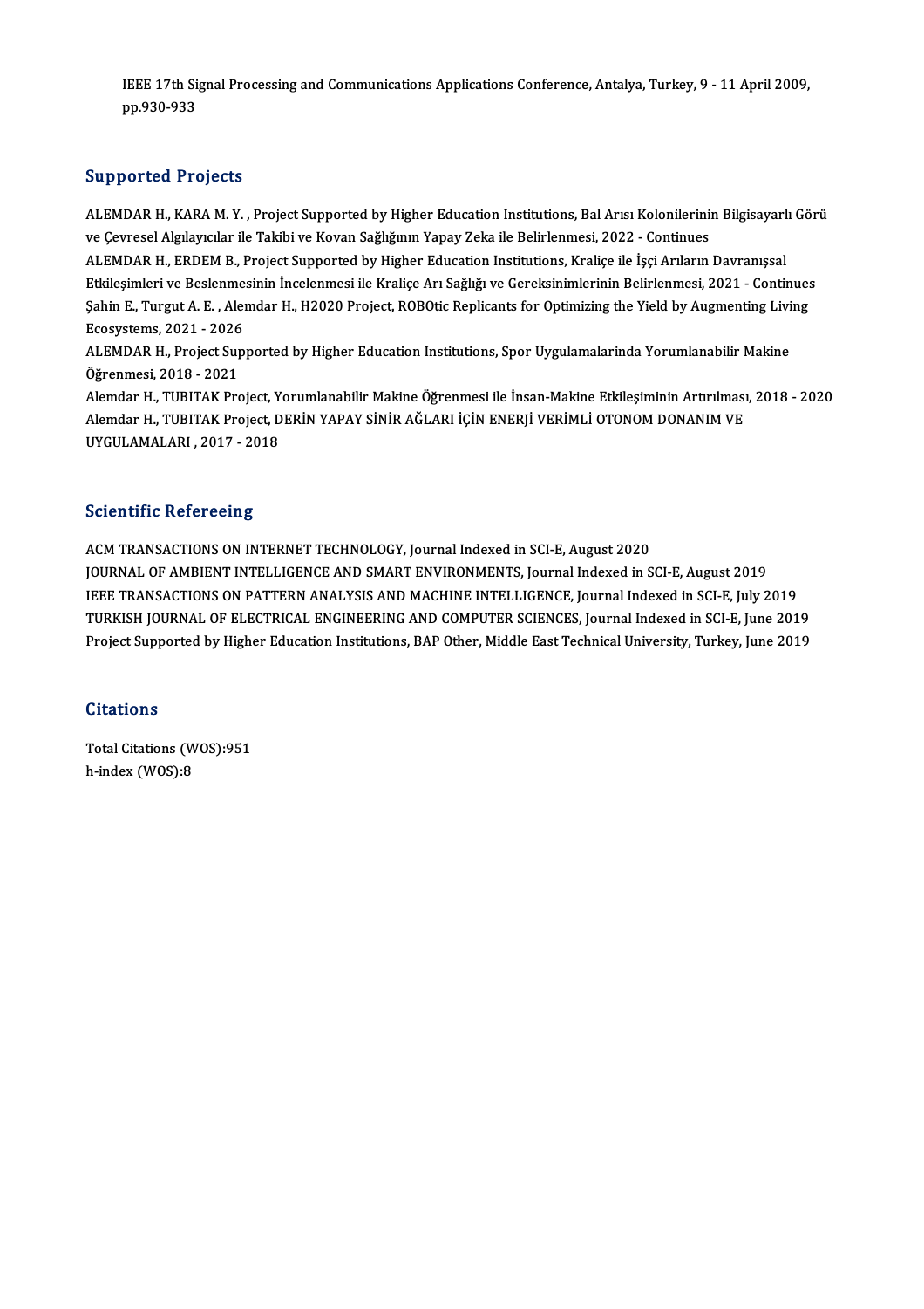IEEE 17th Signal Processing and Communications Applications Conference, Antalya, Turkey, 9 - 11 April 2009, pp.930-933

## Supported Projects

ALEMDAR H., KARA M. Y. , Project Supported by Higher Education Institutions, Bal Arısı Kolonilerinin Bilgisayarlı Görü ve Çevresel Algılayıcılar ile Takibi ve Kovan Sağlığının Yapay Zeka ile Belirlenmesi, 2022 - Continues

ALEMDAR H., ERDEM B., Project Supported by Higher Education Institutions, Kraliçe ile İşçi Arıların Davranışsal Etkileşimleri ve Beslenmesinin İncelenmesi ile Kraliçe Arı Sağlığı ve Gereksinimlerinin Belirlenmesi, 2021 - Continues

Şahin E., Turgut A. E. , Alemdar H., H2020 Project, ROBOtic Replicants for Optimizing the Yield by Augmenting Living Ecosystems, 2021 - 2026

ALEMDAR H., Project Supported by Higher Education Institutions, Spor Uygulamalarinda Yorumlanabilir Makine Öğrenmesi, 2018 - 2021

Alemdar H., TUBITAK Project, Yorumlanabilir Makine Öğrenmesi ile İnsan-Makine Etkileşiminin Artırılması, 2018 - 2020

Alemdar H., TUBITAK Project, DERİN YAPAY SİNİR AĞLARI İÇİN ENERJİ VERİMLİ OTONOM DONANIM VE UYGULAMALARI , 2017 - 2018

## Scientific Refereeing

ACM TRANSACTIONS ON INTERNET TECHNOLOGY, Journal Indexed in SCI-E, August 2020

JOURNAL OF AMBIENT INTELLIGENCE AND SMART ENVIRONMENTS, Journal Indexed in SCI-E, August 2019

IEEE TRANSACTIONS ON PATTERN ANALYSIS AND MACHINE INTELLIGENCE, Journal Indexed in SCI-E, July 2019

TURKISH JOURNAL OF ELECTRICAL ENGINEERING AND COMPUTER SCIENCES, Journal Indexed in SCI-E, June 2019

Project Supported by Higher Education Institutions, BAP Other, Middle East Technical University, Turkey, June 2019

## Citations

Total Citations (WOS):951
h-index (WOS):8